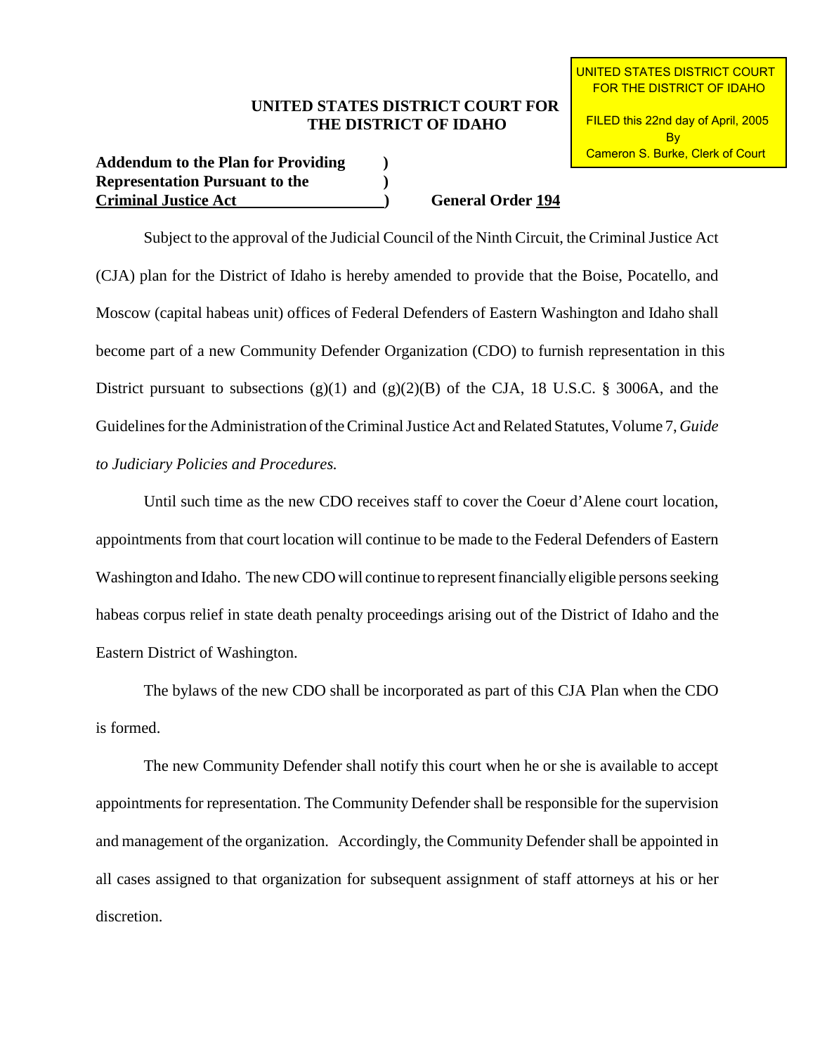UNITED STATES DISTRICT COURT
FOR THE DISTRICT OF IDAHO

FILED this 22nd day of April, 2005
By
Cameron S. Burke, Clerk of Court

**UNITED STATES DISTRICT COURT FOR THE DISTRICT OF IDAHO**

**Addendum to the Plan for Providing Representation Pursuant to the Criminal Justice Act** )

**General Order 194**

Subject to the approval of the Judicial Council of the Ninth Circuit, the Criminal Justice Act (CJA) plan for the District of Idaho is hereby amended to provide that the Boise, Pocatello, and Moscow (capital habeas unit) offices of Federal Defenders of Eastern Washington and Idaho shall become part of a new Community Defender Organization (CDO) to furnish representation in this District pursuant to subsections (g)(1) and (g)(2)(B) of the CJA, 18 U.S.C. § 3006A, and the Guidelines for the Administration of the Criminal Justice Act and Related Statutes, Volume 7, *Guide to Judiciary Policies and Procedures.*

Until such time as the new CDO receives staff to cover the Coeur d'Alene court location, appointments from that court location will continue to be made to the Federal Defenders of Eastern Washington and Idaho. The new CDO will continue to represent financially eligible persons seeking habeas corpus relief in state death penalty proceedings arising out of the District of Idaho and the Eastern District of Washington.

The bylaws of the new CDO shall be incorporated as part of this CJA Plan when the CDO is formed.

The new Community Defender shall notify this court when he or she is available to accept appointments for representation. The Community Defender shall be responsible for the supervision and management of the organization. Accordingly, the Community Defender shall be appointed in all cases assigned to that organization for subsequent assignment of staff attorneys at his or her discretion.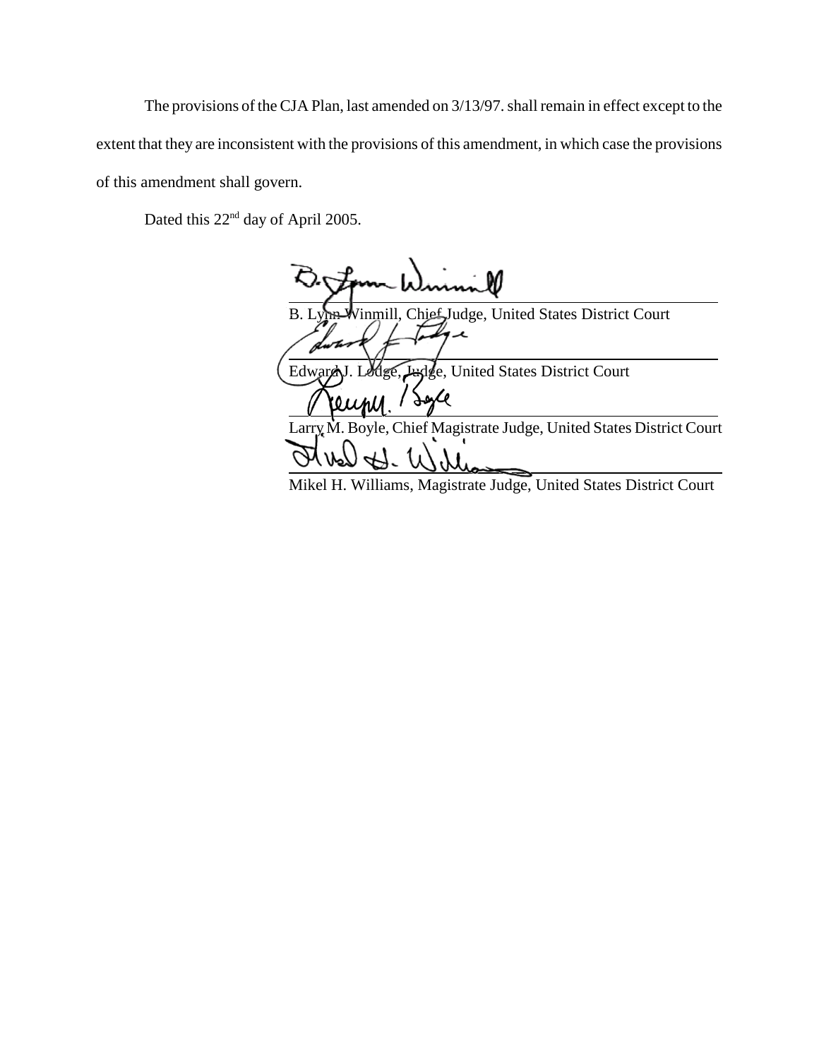The provisions of the CJA Plan, last amended on 3/13/97. shall remain in effect except to the extent that they are inconsistent with the provisions of this amendment, in which case the provisions of this amendment shall govern.

Dated this 22nd day of April 2005.

B. Lynn Winmill, Chief Judge, United States District Court

Edward J. Lodge, Judge, United States District Court

Larry M. Boyle, Chief Magistrate Judge, United States District Court

Mikel H. Williams, Magistrate Judge, United States District Court